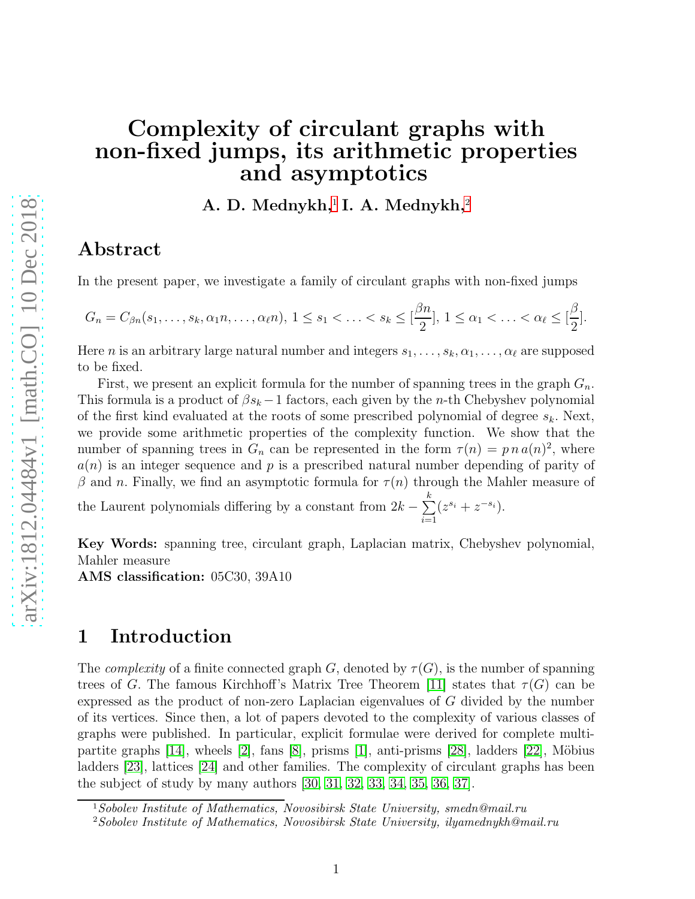# Complexity of circulant graphs with non-fixed jumps, its arithmetic properties and asymptotics

**A. D. Mednykh,[1] I. A. Mednykh,[2]**

## Abstract

In the present paper, we investigate a family of circulant graphs with non-fixed jumps

$$G_n = C_{\beta n}(s_1, \ldots, s_k, \alpha_1 n, \ldots, \alpha_\ell n),\ 1 \leq s_1 < \ldots < s_k \leq [\frac{\beta n}{2}],\ 1 \leq \alpha_1 < \ldots < \alpha_\ell \leq [\frac{\beta}{2}].$$

Here $n$ is an arbitrary large natural number and integers $s_1, \ldots, s_k, \alpha_1, \ldots, \alpha_\ell$ are supposed to be fixed.

First, we present an explicit formula for the number of spanning trees in the graph $G_n$. This formula is a product of $\beta s_k - 1$ factors, each given by the $n$-th Chebyshev polynomial of the first kind evaluated at the roots of some prescribed polynomial of degree $s_k$. Next, we provide some arithmetic properties of the complexity function. We show that the number of spanning trees in $G_n$ can be represented in the form $\tau(n) = p\, n\, a(n)^2$, where $a(n)$ is an integer sequence and $p$ is a prescribed natural number depending of parity of $\beta$ and $n$. Finally, we find an asymptotic formula for $\tau(n)$ through the Mahler measure of the Laurent polynomials differing by a constant from $2k - \sum_{i=1}^{k}(z^{s_i} + z^{-s_i})$.

**Key Words:** spanning tree, circulant graph, Laplacian matrix, Chebyshev polynomial, Mahler measure

**AMS classification:** 05C30, 39A10

## 1 Introduction

The *complexity* of a finite connected graph $G$, denoted by $\tau(G)$, is the number of spanning trees of $G$. The famous Kirchhoff's Matrix Tree Theorem [11] states that $\tau(G)$ can be expressed as the product of non-zero Laplacian eigenvalues of $G$ divided by the number of its vertices. Since then, a lot of papers devoted to the complexity of various classes of graphs were published. In particular, explicit formulae were derived for complete multi-partite graphs [14], wheels [2], fans [8], prisms [1], anti-prisms [28], ladders [22], Möbius ladders [23], lattices [24] and other families. The complexity of circulant graphs has been the subject of study by many authors [30, 31, 32, 33, 34, 35, 36, 37].

[1] *Sobolev Institute of Mathematics, Novosibirsk State University, smedn@mail.ru*

[2] *Sobolev Institute of Mathematics, Novosibirsk State University, ilyamednykh@mail.ru*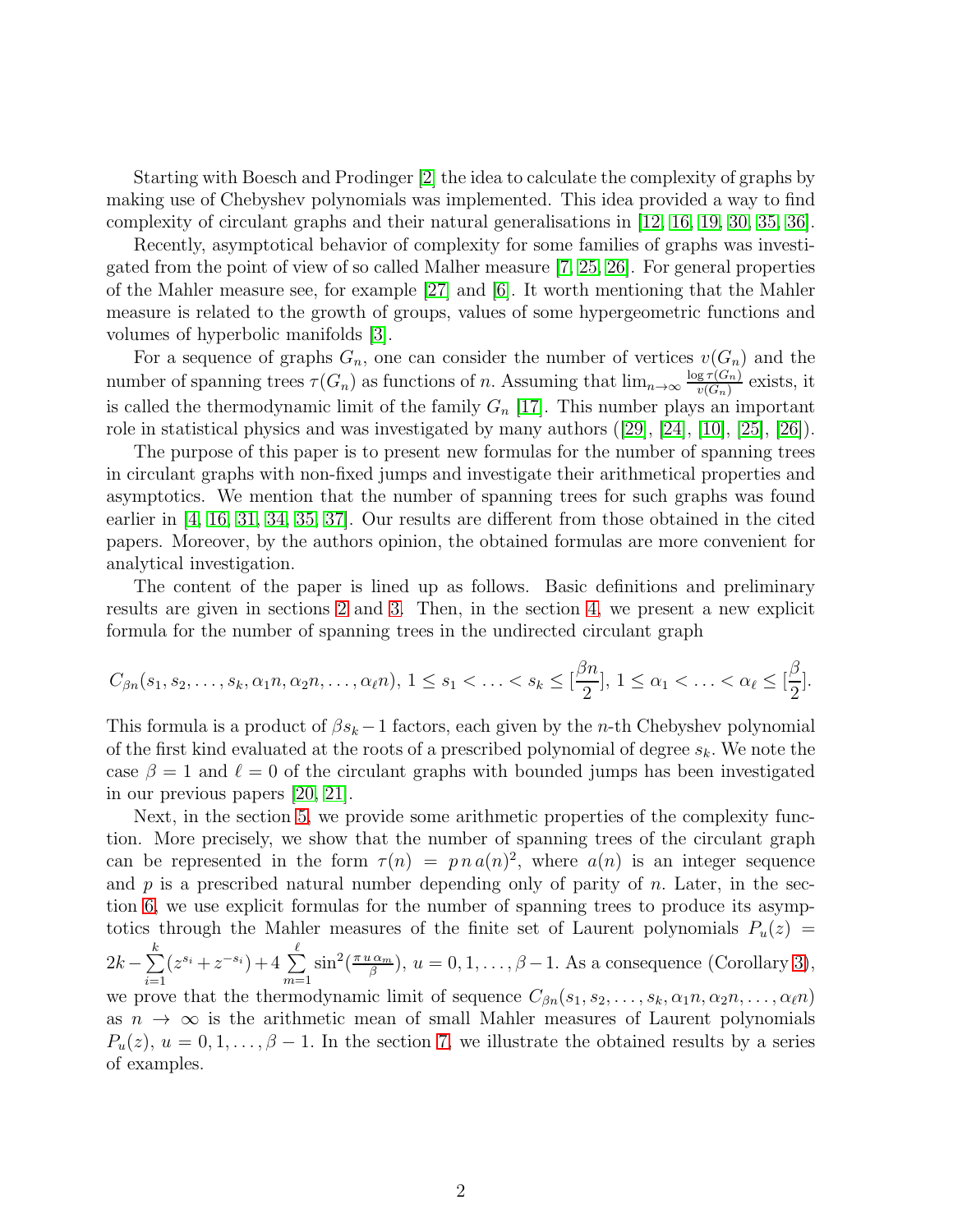Starting with Boesch and Prodinger [2] the idea to calculate the complexity of graphs by making use of Chebyshev polynomials was implemented. This idea provided a way to find complexity of circulant graphs and their natural generalisations in [12, 16, 19, 30, 35, 36].

Recently, asymptotical behavior of complexity for some families of graphs was investigated from the point of view of so called Malher measure [7, 25, 26]. For general properties of the Mahler measure see, for example [27] and [6]. It worth mentioning that the Mahler measure is related to the growth of groups, values of some hypergeometric functions and volumes of hyperbolic manifolds [3].

For a sequence of graphs $G_n$, one can consider the number of vertices $v(G_n)$ and the number of spanning trees $\tau(G_n)$ as functions of $n$. Assuming that $\lim_{n\to\infty}\frac{\log\tau(G_n)}{v(G_n)}$ exists, it is called the thermodynamic limit of the family $G_n$ [17]. This number plays an important role in statistical physics and was investigated by many authors ([29], [24], [10], [25], [26]).

The purpose of this paper is to present new formulas for the number of spanning trees in circulant graphs with non-fixed jumps and investigate their arithmetical properties and asymptotics. We mention that the number of spanning trees for such graphs was found earlier in [4, 16, 31, 34, 35, 37]. Our results are different from those obtained in the cited papers. Moreover, by the authors opinion, the obtained formulas are more convenient for analytical investigation.

The content of the paper is lined up as follows. Basic definitions and preliminary results are given in sections 2 and 3. Then, in the section 4, we present a new explicit formula for the number of spanning trees in the undirected circulant graph

$$C_{\beta n}(s_1, s_2, \ldots, s_k, \alpha_1 n, \alpha_2 n, \ldots, \alpha_\ell n),\ 1 \le s_1 < \ldots < s_k \le [\frac{\beta n}{2}],\ 1 \le \alpha_1 < \ldots < \alpha_\ell \le [\frac{\beta}{2}].$$

This formula is a product of $\beta s_k - 1$ factors, each given by the $n$-th Chebyshev polynomial of the first kind evaluated at the roots of a prescribed polynomial of degree $s_k$. We note the case $\beta = 1$ and $\ell = 0$ of the circulant graphs with bounded jumps has been investigated in our previous papers [20, 21].

Next, in the section 5, we provide some arithmetic properties of the complexity function. More precisely, we show that the number of spanning trees of the circulant graph can be represented in the form $\tau(n) = p\,n\,a(n)^2$, where $a(n)$ is an integer sequence and $p$ is a prescribed natural number depending only of parity of $n$. Later, in the section 6, we use explicit formulas for the number of spanning trees to produce its asymptotics through the Mahler measures of the finite set of Laurent polynomials $P_u(z) = 2k - \sum_{i=1}^{k}(z^{s_i} + z^{-s_i}) + 4\sum_{m=1}^{\ell}\sin^2(\frac{\pi\,u\,\alpha_m}{\beta})$, $u = 0, 1, \ldots, \beta-1$. As a consequence (Corollary 3), we prove that the thermodynamic limit of sequence $C_{\beta n}(s_1, s_2, \ldots, s_k, \alpha_1 n, \alpha_2 n, \ldots, \alpha_\ell n)$ as $n \to \infty$ is the arithmetic mean of small Mahler measures of Laurent polynomials $P_u(z)$, $u = 0, 1, \ldots, \beta - 1$. In the section 7, we illustrate the obtained results by a series of examples.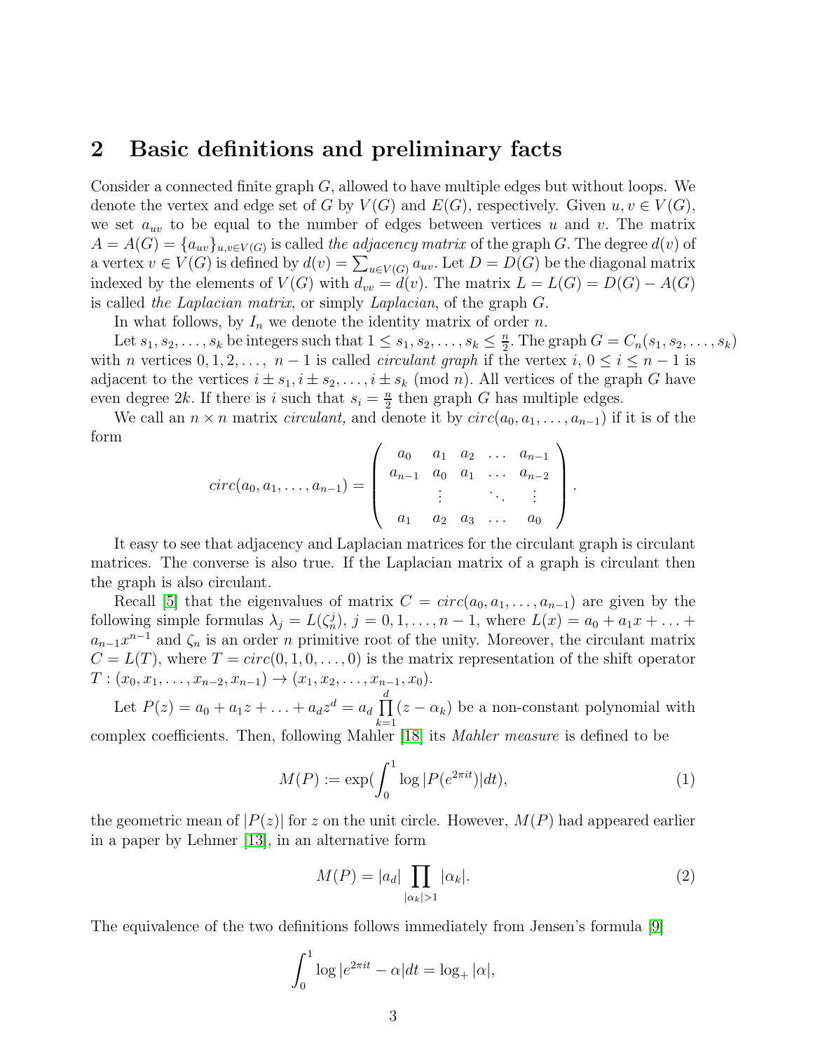## 2 Basic definitions and preliminary facts

Consider a connected finite graph $G$, allowed to have multiple edges but without loops. We denote the vertex and edge set of $G$ by $V(G)$ and $E(G)$, respectively. Given $u, v \in V(G)$, we set $a_{uv}$ to be equal to the number of edges between vertices $u$ and $v$. The matrix $A = A(G) = \{a_{uv}\}_{u,v \in V(G)}$ is called *the adjacency matrix* of the graph $G$. The degree $d(v)$ of a vertex $v \in V(G)$ is defined by $d(v) = \sum_{u \in V(G)} a_{uv}$. Let $D = D(G)$ be the diagonal matrix indexed by the elements of $V(G)$ with $d_{vv} = d(v)$. The matrix $L = L(G) = D(G) - A(G)$ is called *the Laplacian matrix*, or simply *Laplacian*, of the graph $G$.

In what follows, by $I_n$ we denote the identity matrix of order $n$.

Let $s_1, s_2, \ldots, s_k$ be integers such that $1 \leq s_1, s_2, \ldots, s_k \leq \frac{n}{2}$. The graph $G = C_n(s_1, s_2, \ldots, s_k)$ with $n$ vertices $0, 1, 2, \ldots,\ n-1$ is called *circulant graph* if the vertex $i$, $0 \leq i \leq n-1$ is adjacent to the vertices $i \pm s_1, i \pm s_2, \ldots, i \pm s_k \pmod n$. All vertices of the graph $G$ have even degree $2k$. If there is $i$ such that $s_i = \frac{n}{2}$ then graph $G$ has multiple edges.

We call an $n \times n$ matrix *circulant,* and denote it by $circ(a_0, a_1, \ldots, a_{n-1})$ if it is of the form

$$circ(a_0, a_1, \ldots, a_{n-1}) = \begin{pmatrix} a_0 & a_1 & a_2 & \ldots & a_{n-1} \\ a_{n-1} & a_0 & a_1 & \ldots & a_{n-2} \\ & \vdots & & \ddots & \vdots \\ a_1 & a_2 & a_3 & \ldots & a_0 \end{pmatrix}.$$

It easy to see that adjacency and Laplacian matrices for the circulant graph is circulant matrices. The converse is also true. If the Laplacian matrix of a graph is circulant then the graph is also circulant.

Recall [5] that the eigenvalues of matrix $C = circ(a_0, a_1, \ldots, a_{n-1})$ are given by the following simple formulas $\lambda_j = L(\zeta_n^j)$, $j = 0, 1, \ldots, n-1$, where $L(x) = a_0 + a_1 x + \ldots + a_{n-1} x^{n-1}$ and $\zeta_n$ is an order $n$ primitive root of the unity. Moreover, the circulant matrix $C = L(T)$, where $T = circ(0, 1, 0, \ldots, 0)$ is the matrix representation of the shift operator $T : (x_0, x_1, \ldots, x_{n-2}, x_{n-1}) \to (x_1, x_2, \ldots, x_{n-1}, x_0)$.

Let $P(z) = a_0 + a_1 z + \ldots + a_d z^d = a_d \prod\limits_{k=1}^{d} (z - \alpha_k)$ be a non-constant polynomial with complex coefficients. Then, following Mahler [18] its *Mahler measure* is defined to be

$$M(P) := \exp\left(\int_0^1 \log |P(e^{2\pi i t})| dt\right), \tag{1}$$

the geometric mean of $|P(z)|$ for $z$ on the unit circle. However, $M(P)$ had appeared earlier in a paper by Lehmer [13], in an alternative form

$$M(P) = |a_d| \prod_{|\alpha_k| > 1} |\alpha_k|. \tag{2}$$

The equivalence of the two definitions follows immediately from Jensen's formula [9]

$$\int_0^1 \log |e^{2\pi i t} - \alpha| dt = \log_+ |\alpha|,$$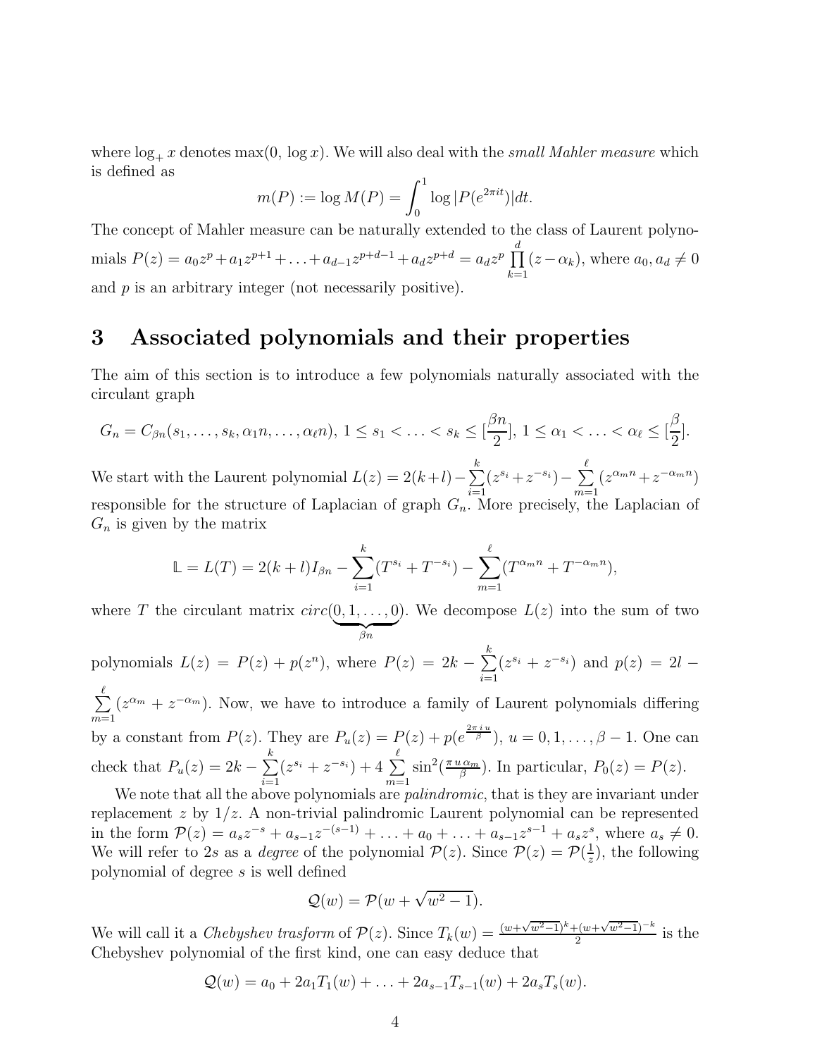where $\log_+ x$ denotes $\max(0, \log x)$. We will also deal with the *small Mahler measure* which is defined as

$$m(P) := \log M(P) = \int_0^1 \log |P(e^{2\pi i t})| dt.$$

The concept of Mahler measure can be naturally extended to the class of Laurent polynomials $P(z) = a_0 z^p + a_1 z^{p+1} + \ldots + a_{d-1} z^{p+d-1} + a_d z^{p+d} = a_d z^p \prod_{k=1}^{d} (z - \alpha_k)$, where $a_0, a_d \neq 0$ and $p$ is an arbitrary integer (not necessarily positive).

# 3 Associated polynomials and their properties

The aim of this section is to introduce a few polynomials naturally associated with the circulant graph

$$G_n = C_{\beta n}(s_1, \ldots, s_k, \alpha_1 n, \ldots, \alpha_\ell n),\ 1 \leq s_1 < \ldots < s_k \leq [\frac{\beta n}{2}],\ 1 \leq \alpha_1 < \ldots < \alpha_\ell \leq [\frac{\beta}{2}].$$

We start with the Laurent polynomial $L(z) = 2(k+l) - \sum_{i=1}^{k} (z^{s_i} + z^{-s_i}) - \sum_{m=1}^{\ell} (z^{\alpha_m n} + z^{-\alpha_m n})$ responsible for the structure of Laplacian of graph $G_n$. More precisely, the Laplacian of $G_n$ is given by the matrix

$$\mathbb{L} = L(T) = 2(k+l) I_{\beta n} - \sum_{i=1}^{k} (T^{s_i} + T^{-s_i}) - \sum_{m=1}^{\ell} (T^{\alpha_m n} + T^{-\alpha_m n}),$$

where $T$ the circulant matrix $circ(\underbrace{0, 1, \ldots, 0}_{\beta n})$. We decompose $L(z)$ into the sum of two polynomials $L(z) = P(z) + p(z^n)$, where $P(z) = 2k - \sum_{i=1}^{k} (z^{s_i} + z^{-s_i})$ and $p(z) = 2l - \sum_{m=1}^{\ell} (z^{\alpha_m} + z^{-\alpha_m})$. Now, we have to introduce a family of Laurent polynomials differing by a constant from $P(z)$. They are $P_u(z) = P(z) + p(e^{\frac{2\pi i u}{\beta}})$, $u = 0, 1, \ldots, \beta - 1$. One can check that $P_u(z) = 2k - \sum_{i=1}^{k} (z^{s_i} + z^{-s_i}) + 4 \sum_{m=1}^{\ell} \sin^2(\frac{\pi u \alpha_m}{\beta})$. In particular, $P_0(z) = P(z)$.

We note that all the above polynomials are *palindromic*, that is they are invariant under replacement $z$ by $1/z$. A non-trivial palindromic Laurent polynomial can be represented in the form $\mathcal{P}(z) = a_s z^{-s} + a_{s-1} z^{-(s-1)} + \ldots + a_0 + \ldots + a_{s-1} z^{s-1} + a_s z^s$, where $a_s \neq 0$. We will refer to $2s$ as a *degree* of the polynomial $\mathcal{P}(z)$. Since $\mathcal{P}(z) = \mathcal{P}(\frac{1}{z})$, the following polynomial of degree $s$ is well defined

$$\mathcal{Q}(w) = \mathcal{P}(w + \sqrt{w^2 - 1}).$$

We will call it a *Chebyshev trasform* of $\mathcal{P}(z)$. Since $T_k(w) = \frac{(w+\sqrt{w^2-1})^k + (w+\sqrt{w^2-1})^{-k}}{2}$ is the Chebyshev polynomial of the first kind, one can easy deduce that

$$\mathcal{Q}(w) = a_0 + 2a_1 T_1(w) + \ldots + 2a_{s-1} T_{s-1}(w) + 2a_s T_s(w).$$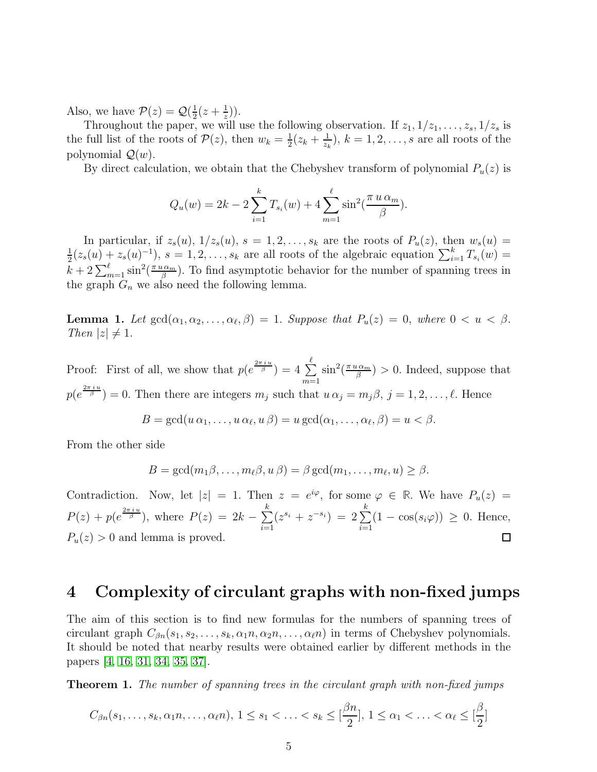Also, we have $\mathcal{P}(z) = \mathcal{Q}(\frac{1}{2}(z + \frac{1}{z}))$.

Throughout the paper, we will use the following observation. If $z_1, 1/z_1, \ldots, z_s, 1/z_s$ is the full list of the roots of $\mathcal{P}(z)$, then $w_k = \frac{1}{2}(z_k + \frac{1}{z_k})$, $k = 1, 2, \ldots, s$ are all roots of the polynomial $\mathcal{Q}(w)$.

By direct calculation, we obtain that the Chebyshev transform of polynomial $P_u(z)$ is

$$Q_u(w) = 2k - 2\sum_{i=1}^{k} T_{s_i}(w) + 4\sum_{m=1}^{\ell} \sin^2(\frac{\pi\, u\, \alpha_m}{\beta}).$$

In particular, if $z_s(u)$, $1/z_s(u)$, $s = 1, 2, \ldots, s_k$ are the roots of $P_u(z)$, then $w_s(u) = \frac{1}{2}(z_s(u) + z_s(u)^{-1})$, $s = 1, 2, \ldots, s_k$ are all roots of the algebraic equation $\sum_{i=1}^{k} T_{s_i}(w) = k + 2\sum_{m=1}^{\ell} \sin^2(\frac{\pi\, u\, \alpha_m}{\beta})$. To find asymptotic behavior for the number of spanning trees in the graph $G_n$ we also need the following lemma.

**Lemma 1.** *Let* $\gcd(\alpha_1, \alpha_2, \ldots, \alpha_\ell, \beta) = 1$. *Suppose that* $P_u(z) = 0$, *where* $0 < u < \beta$. *Then* $|z| \neq 1$.

Proof: First of all, we show that $p(e^{\frac{2\pi\, i\, u}{\beta}}) = 4\sum_{m=1}^{\ell} \sin^2(\frac{\pi\, u\, \alpha_m}{\beta}) > 0$. Indeed, suppose that $p(e^{\frac{2\pi\, i\, u}{\beta}}) = 0$. Then there are integers $m_j$ such that $u\, \alpha_j = m_j \beta$, $j = 1, 2, \ldots, \ell$. Hence

$$B = \gcd(u\, \alpha_1, \ldots, u\, \alpha_\ell, u\, \beta) = u \gcd(\alpha_1, \ldots, \alpha_\ell, \beta) = u < \beta.$$

From the other side

$$B = \gcd(m_1\beta, \ldots, m_\ell\beta, u\, \beta) = \beta \gcd(m_1, \ldots, m_\ell, u) \geq \beta.$$

Contradiction. Now, let $|z| = 1$. Then $z = e^{i\varphi}$, for some $\varphi \in \mathbb{R}$. We have $P_u(z) = P(z) + p(e^{\frac{2\pi\, i\, u}{\beta}})$, where $P(z) = 2k - \sum_{i=1}^{k}(z^{s_i} + z^{-s_i}) = 2\sum_{i=1}^{k}(1 - \cos(s_i\varphi)) \geq 0$. Hence, $P_u(z) > 0$ and lemma is proved. $\square$

# 4 Complexity of circulant graphs with non-fixed jumps

The aim of this section is to find new formulas for the numbers of spanning trees of circulant graph $C_{\beta n}(s_1, s_2, \ldots, s_k, \alpha_1 n, \alpha_2 n, \ldots, \alpha_\ell n)$ in terms of Chebyshev polynomials. It should be noted that nearby results were obtained earlier by different methods in the papers [4, 16, 31, 34, 35, 37].

**Theorem 1.** *The number of spanning trees in the circulant graph with non-fixed jumps*

$$C_{\beta n}(s_1, \ldots, s_k, \alpha_1 n, \ldots, \alpha_\ell n),\ 1 \leq s_1 < \ldots < s_k \leq [\frac{\beta n}{2}],\ 1 \leq \alpha_1 < \ldots < \alpha_\ell \leq [\frac{\beta}{2}]$$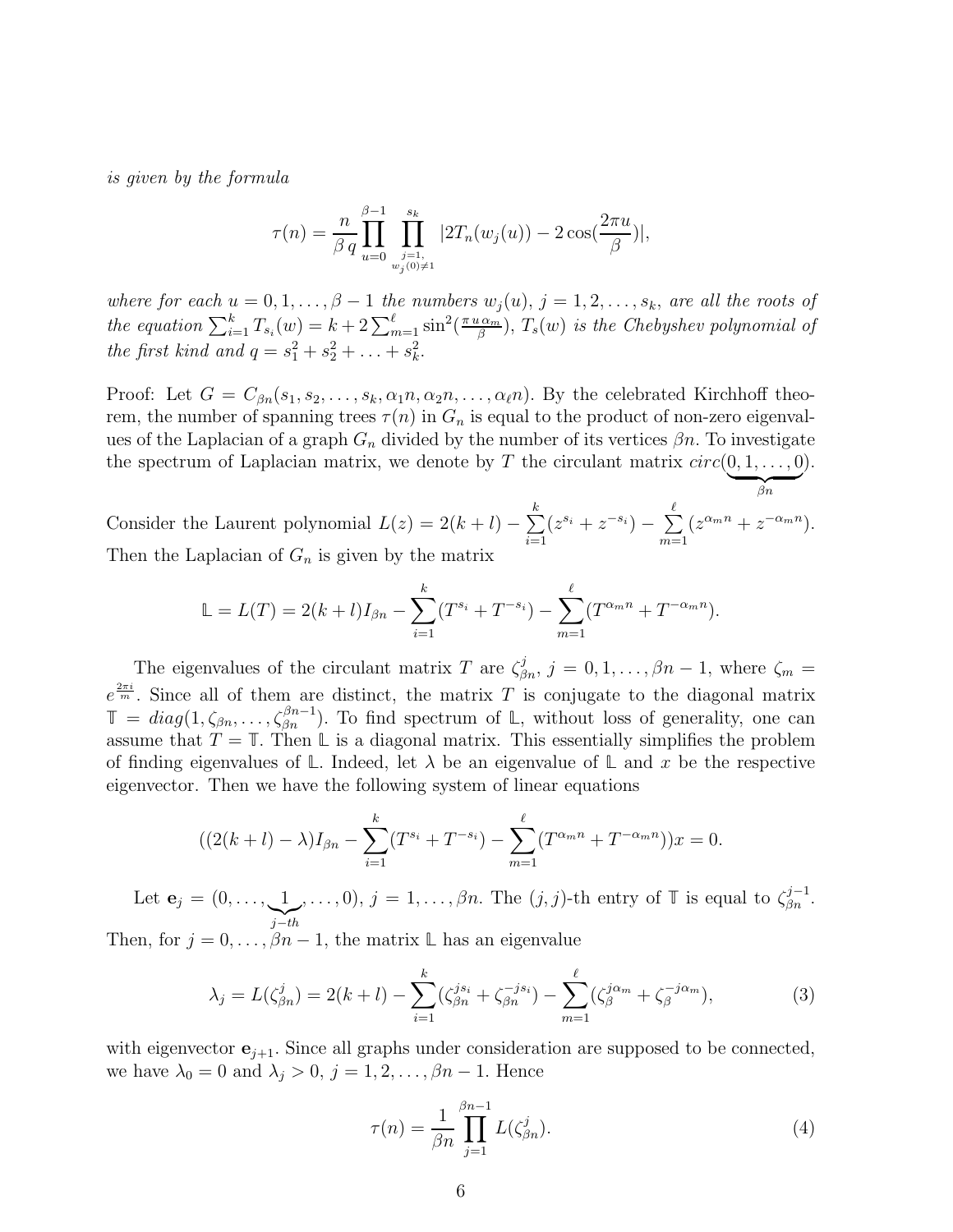*is given by the formula*

$$\tau(n) = \frac{n}{\beta\, q}\prod_{u=0}^{\beta-1}\prod_{\substack{j=1,\\ w_j(0)\neq 1}}^{s_k}|2T_n(w_j(u)) - 2\cos(\frac{2\pi u}{\beta})|,$$

*where for each $u = 0, 1, \ldots, \beta - 1$ the numbers $w_j(u)$, $j = 1, 2, \ldots, s_k$, are all the roots of the equation $\sum_{i=1}^{k} T_{s_i}(w) = k + 2\sum_{m=1}^{\ell}\sin^2(\frac{\pi\, u\, \alpha_m}{\beta})$, $T_s(w)$ is the Chebyshev polynomial of the first kind and $q = s_1^2 + s_2^2 + \ldots + s_k^2$.*

Proof: Let $G = C_{\beta n}(s_1, s_2, \ldots, s_k, \alpha_1 n, \alpha_2 n, \ldots, \alpha_\ell n)$. By the celebrated Kirchhoff theorem, the number of spanning trees $\tau(n)$ in $G_n$ is equal to the product of non-zero eigenvalues of the Laplacian of a graph $G_n$ divided by the number of its vertices $\beta n$. To investigate the spectrum of Laplacian matrix, we denote by $T$ the circulant matrix $circ(\underbrace{0, 1, \ldots, 0}_{\beta n})$.

Consider the Laurent polynomial $L(z) = 2(k + l) - \sum\limits_{i=1}^{k}(z^{s_i} + z^{-s_i}) - \sum\limits_{m=1}^{\ell}(z^{\alpha_m n} + z^{-\alpha_m n})$. Then the Laplacian of $G_n$ is given by the matrix

$$\mathbb{L} = L(T) = 2(k + l)I_{\beta n} - \sum_{i=1}^{k}(T^{s_i} + T^{-s_i}) - \sum_{m=1}^{\ell}(T^{\alpha_m n} + T^{-\alpha_m n}).$$

The eigenvalues of the circulant matrix $T$ are $\zeta_{\beta n}^j$, $j = 0, 1, \ldots, \beta n - 1$, where $\zeta_m = e^{\frac{2\pi i}{m}}$. Since all of them are distinct, the matrix $T$ is conjugate to the diagonal matrix $\mathbb{T} = diag(1, \zeta_{\beta n}, \ldots, \zeta_{\beta n}^{\beta n-1})$. To find spectrum of $\mathbb{L}$, without loss of generality, one can assume that $T = \mathbb{T}$. Then $\mathbb{L}$ is a diagonal matrix. This essentially simplifies the problem of finding eigenvalues of $\mathbb{L}$. Indeed, let $\lambda$ be an eigenvalue of $\mathbb{L}$ and $x$ be the respective eigenvector. Then we have the following system of linear equations

$$((2(k + l) - \lambda)I_{\beta n} - \sum_{i=1}^{k}(T^{s_i} + T^{-s_i}) - \sum_{m=1}^{\ell}(T^{\alpha_m n} + T^{-\alpha_m n}))x = 0.$$

Let $\mathbf{e}_j = (0, \ldots, \underbrace{1}_{j-th}, \ldots, 0)$, $j = 1, \ldots, \beta n$. The $(j, j)$-th entry of $\mathbb{T}$ is equal to $\zeta_{\beta n}^{j-1}$. Then, for $j = 0, \ldots, \beta n - 1$, the matrix $\mathbb{L}$ has an eigenvalue

$$\lambda_j = L(\zeta_{\beta n}^j) = 2(k + l) - \sum_{i=1}^{k}(\zeta_{\beta n}^{j s_i} + \zeta_{\beta n}^{-j s_i}) - \sum_{m=1}^{\ell}(\zeta_{\beta}^{j\alpha_m} + \zeta_{\beta}^{-j\alpha_m}), \tag{3}$$

with eigenvector $\mathbf{e}_{j+1}$. Since all graphs under consideration are supposed to be connected, we have $\lambda_0 = 0$ and $\lambda_j > 0$, $j = 1, 2, \ldots, \beta n - 1$. Hence

$$\tau(n) = \frac{1}{\beta n}\prod_{j=1}^{\beta n-1} L(\zeta_{\beta n}^j). \tag{4}$$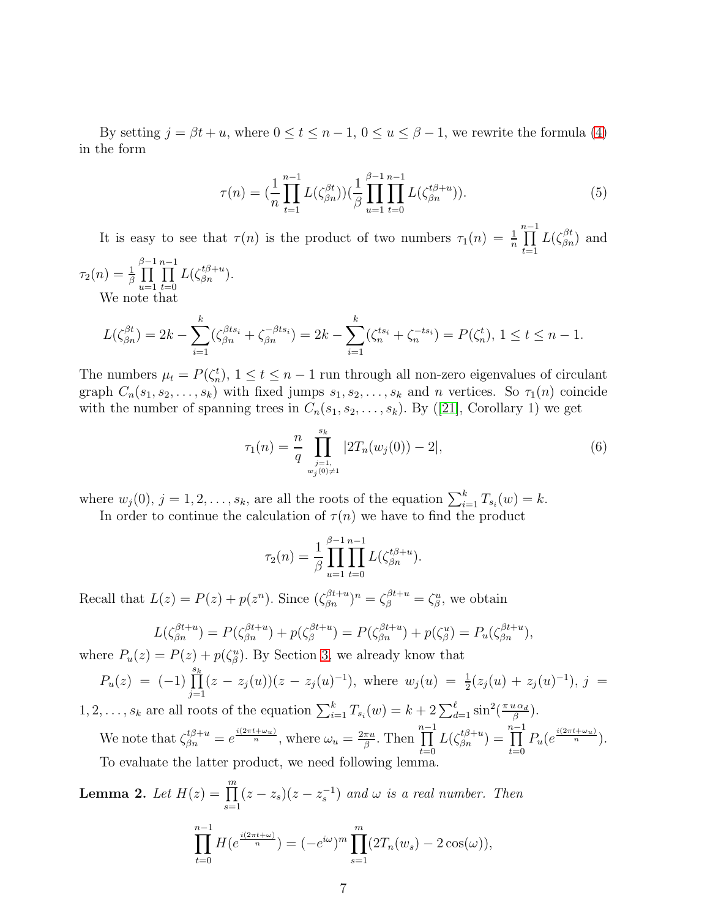By setting $j = \beta t + u$, where $0 \le t \le n-1$, $0 \le u \le \beta - 1$, we rewrite the formula (4) in the form

$$\tau(n) = (\frac{1}{n}\prod_{t=1}^{n-1} L(\zeta_{\beta n}^{\beta t}))(\frac{1}{\beta}\prod_{u=1}^{\beta-1}\prod_{t=0}^{n-1} L(\zeta_{\beta n}^{t\beta+u})). \tag{5}$$

It is easy to see that $\tau(n)$ is the product of two numbers $\tau_1(n) = \frac{1}{n}\prod\limits_{t=1}^{n-1} L(\zeta_{\beta n}^{\beta t})$ and $\tau_2(n) = \frac{1}{\beta}\prod\limits_{u=1}^{\beta-1}\prod\limits_{t=0}^{n-1} L(\zeta_{\beta n}^{t\beta+u})$.

We note that

$$L(\zeta_{\beta n}^{\beta t}) = 2k - \sum_{i=1}^{k}(\zeta_{\beta n}^{\beta t s_i} + \zeta_{\beta n}^{-\beta t s_i}) = 2k - \sum_{i=1}^{k}(\zeta_{n}^{t s_i} + \zeta_{n}^{-t s_i}) = P(\zeta_n^t),\ 1 \le t \le n-1.$$

The numbers $\mu_t = P(\zeta_n^t)$, $1 \le t \le n-1$ run through all non-zero eigenvalues of circulant graph $C_n(s_1, s_2, \ldots, s_k)$ with fixed jumps $s_1, s_2, \ldots, s_k$ and $n$ vertices. So $\tau_1(n)$ coincide with the number of spanning trees in $C_n(s_1, s_2, \ldots, s_k)$. By ([21], Corollary 1) we get

$$\tau_1(n) = \frac{n}{q}\prod_{\substack{j=1,\\ w_j(0)\neq 1}}^{s_k} |2T_n(w_j(0)) - 2|, \tag{6}$$

where $w_j(0)$, $j = 1, 2, \ldots, s_k$, are all the roots of the equation $\sum_{i=1}^{k} T_{s_i}(w) = k$.

In order to continue the calculation of $\tau(n)$ we have to find the product

$$\tau_2(n) = \frac{1}{\beta}\prod_{u=1}^{\beta-1}\prod_{t=0}^{n-1} L(\zeta_{\beta n}^{t\beta+u}).$$

Recall that $L(z) = P(z) + p(z^n)$. Since $(\zeta_{\beta n}^{\beta t+u})^n = \zeta_{\beta}^{\beta t+u} = \zeta_{\beta}^{u}$, we obtain

$$L(\zeta_{\beta n}^{\beta t+u}) = P(\zeta_{\beta n}^{\beta t+u}) + p(\zeta_{\beta}^{\beta t+u}) = P(\zeta_{\beta n}^{\beta t+u}) + p(\zeta_{\beta}^{u}) = P_u(\zeta_{\beta n}^{\beta t+u}),$$

where $P_u(z) = P(z) + p(\zeta_{\beta}^{u})$. By Section 3, we already know that

$P_u(z) = (-1)\prod\limits_{j=1}^{s_k}(z - z_j(u))(z - z_j(u)^{-1})$, where $w_j(u) = \frac{1}{2}(z_j(u) + z_j(u)^{-1})$, $j = 1, 2, \ldots, s_k$ are all roots of the equation $\sum_{i=1}^{k} T_{s_i}(w) = k + 2\sum_{d=1}^{\ell}\sin^2(\frac{\pi u \alpha_d}{\beta})$.

We note that $\zeta_{\beta n}^{t\beta+u} = e^{\frac{i(2\pi t+\omega_u)}{n}}$, where $\omega_u = \frac{2\pi u}{\beta}$. Then $\prod\limits_{t=0}^{n-1} L(\zeta_{\beta n}^{t\beta+u}) = \prod\limits_{t=0}^{n-1} P_u(e^{\frac{i(2\pi t+\omega_u)}{n}})$.

To evaluate the latter product, we need following lemma.

**Lemma 2.** *Let* $H(z) = \prod\limits_{s=1}^{m}(z - z_s)(z - z_s^{-1})$ *and* $\omega$ *is a real number. Then*

$$\prod_{t=0}^{n-1} H(e^{\frac{i(2\pi t+\omega)}{n}}) = (-e^{i\omega})^m \prod_{s=1}^{m}(2T_n(w_s) - 2\cos(\omega)),$$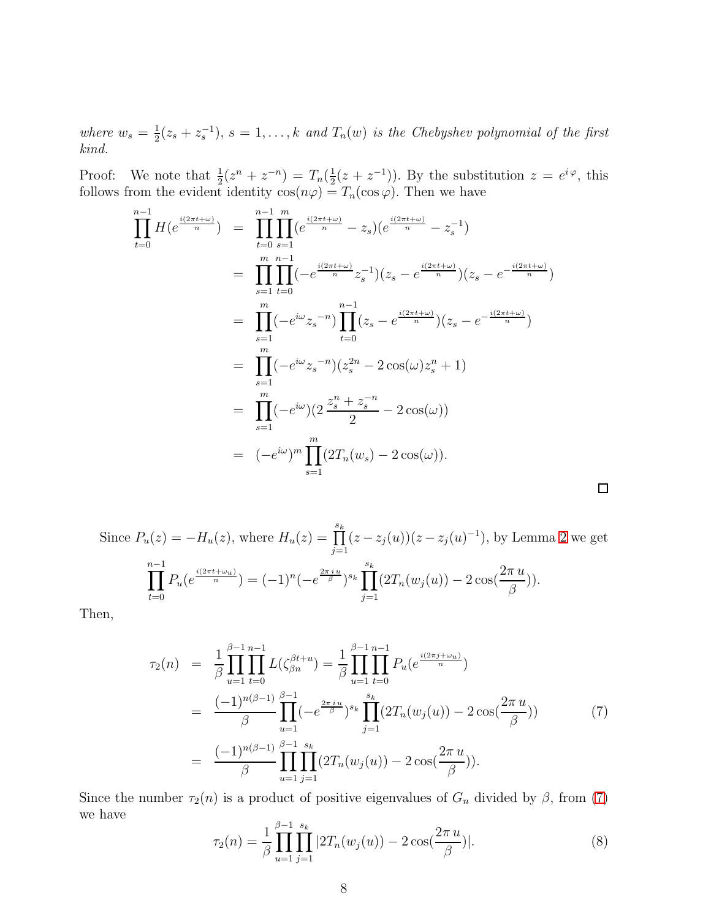*where* $w_s = \frac{1}{2}(z_s + z_s^{-1})$, $s = 1, \ldots, k$ *and* $T_n(w)$ *is the Chebyshev polynomial of the first kind.*

Proof: We note that $\frac{1}{2}(z^n + z^{-n}) = T_n(\frac{1}{2}(z + z^{-1}))$. By the substitution $z = e^{i\varphi}$, this follows from the evident identity $\cos(n\varphi) = T_n(\cos\varphi)$. Then we have

$$
\begin{aligned}
\prod_{t=0}^{n-1} H(e^{\frac{i(2\pi t+\omega)}{n}}) &= \prod_{t=0}^{n-1}\prod_{s=1}^{m}(e^{\frac{i(2\pi t+\omega)}{n}} - z_s)(e^{\frac{i(2\pi t+\omega)}{n}} - z_s^{-1}) \\
&= \prod_{s=1}^{m}\prod_{t=0}^{n-1}(-e^{\frac{i(2\pi t+\omega)}{n}} z_s^{-1})(z_s - e^{\frac{i(2\pi t+\omega)}{n}})(z_s - e^{-\frac{i(2\pi t+\omega)}{n}}) \\
&= \prod_{s=1}^{m}(-e^{i\omega} {z_s}^{-n})\prod_{t=0}^{n-1}(z_s - e^{\frac{i(2\pi t+\omega)}{n}})(z_s - e^{-\frac{i(2\pi t+\omega)}{n}}) \\
&= \prod_{s=1}^{m}(-e^{i\omega} {z_s}^{-n})(z_s^{2n} - 2\cos(\omega) z_s^n + 1) \\
&= \prod_{s=1}^{m}(-e^{i\omega})(2\,\frac{z_s^n + z_s^{-n}}{2} - 2\cos(\omega)) \\
&= (-e^{i\omega})^m \prod_{s=1}^{m}(2T_n(w_s) - 2\cos(\omega)).
\end{aligned}
$$

□

Since $P_u(z) = -H_u(z)$, where $H_u(z) = \prod\limits_{j=1}^{s_k}(z - z_j(u))(z - z_j(u)^{-1})$, by Lemma 2 we get

$$
\prod_{t=0}^{n-1} P_u(e^{\frac{i(2\pi t+\omega_u)}{n}}) = (-1)^n(-e^{\frac{2\pi\, i\, u}{\beta}})^{s_k}\prod_{j=1}^{s_k}(2T_n(w_j(u)) - 2\cos(\frac{2\pi\, u}{\beta})).
$$

Then,

$$
\begin{aligned}
\tau_2(n) &= \frac{1}{\beta}\prod_{u=1}^{\beta-1}\prod_{t=0}^{n-1} L(\zeta_{\beta n}^{\beta t+u}) = \frac{1}{\beta}\prod_{u=1}^{\beta-1}\prod_{t=0}^{n-1} P_u(e^{\frac{i(2\pi j+\omega_u)}{n}}) \\
&= \frac{(-1)^{n(\beta-1)}}{\beta}\prod_{u=1}^{\beta-1}(-e^{\frac{2\pi\, i\, u}{\beta}})^{s_k}\prod_{j=1}^{s_k}(2T_n(w_j(u)) - 2\cos(\frac{2\pi\, u}{\beta})) \qquad (7) \\
&= \frac{(-1)^{n(\beta-1)}}{\beta}\prod_{u=1}^{\beta-1}\prod_{j=1}^{s_k}(2T_n(w_j(u)) - 2\cos(\frac{2\pi\, u}{\beta})).
\end{aligned}
$$

Since the number $\tau_2(n)$ is a product of positive eigenvalues of $G_n$ divided by $\beta$, from (7) we have

$$
\tau_2(n) = \frac{1}{\beta}\prod_{u=1}^{\beta-1}\prod_{j=1}^{s_k}|2T_n(w_j(u)) - 2\cos(\frac{2\pi\, u}{\beta})|. \qquad (8)
$$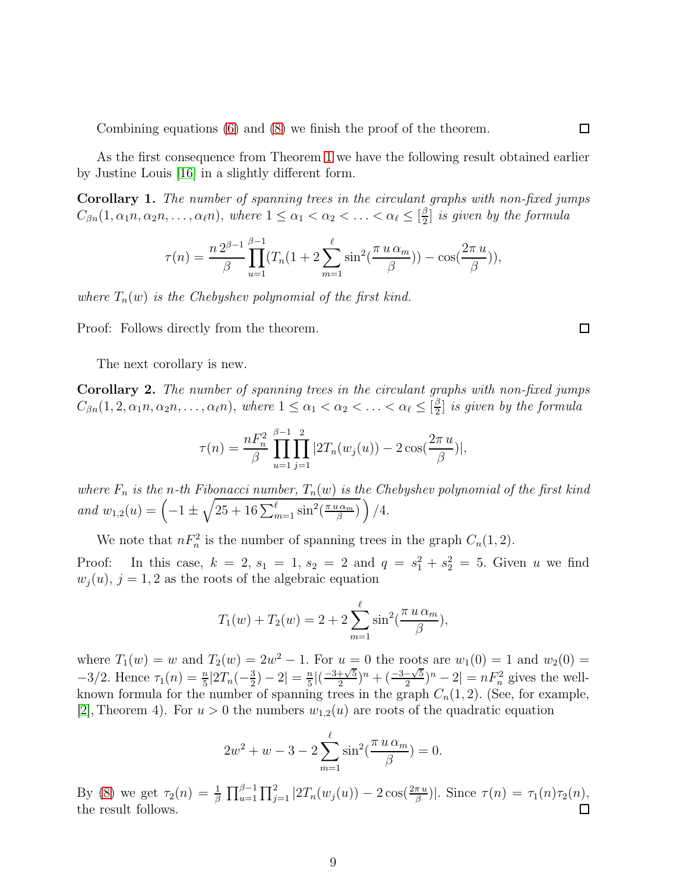Combining equations (6) and (8) we finish the proof of the theorem. ☐

As the first consequence from Theorem 1 we have the following result obtained earlier by Justine Louis [16] in a slightly different form.

**Corollary 1.** *The number of spanning trees in the circulant graphs with non-fixed jumps $C_{\beta n}(1, \alpha_1 n, \alpha_2 n, \ldots, \alpha_\ell n)$, where $1 \le \alpha_1 < \alpha_2 < \ldots < \alpha_\ell \le [\frac{\beta}{2}]$ is given by the formula*

$$\tau(n) = \frac{n\, 2^{\beta-1}}{\beta} \prod_{u=1}^{\beta-1} (T_n(1 + 2\sum_{m=1}^{\ell} \sin^2(\frac{\pi\, u\, \alpha_m}{\beta})) - \cos(\frac{2\pi\, u}{\beta})),$$

*where $T_n(w)$ is the Chebyshev polynomial of the first kind.*

Proof: Follows directly from the theorem. ☐

The next corollary is new.

**Corollary 2.** *The number of spanning trees in the circulant graphs with non-fixed jumps $C_{\beta n}(1, 2, \alpha_1 n, \alpha_2 n, \ldots, \alpha_\ell n)$, where $1 \le \alpha_1 < \alpha_2 < \ldots < \alpha_\ell \le [\frac{\beta}{2}]$ is given by the formula*

$$\tau(n) = \frac{n F_n^2}{\beta} \prod_{u=1}^{\beta-1} \prod_{j=1}^{2} |2T_n(w_j(u)) - 2\cos(\frac{2\pi\, u}{\beta})|,$$

*where $F_n$ is the $n$-th Fibonacci number, $T_n(w)$ is the Chebyshev polynomial of the first kind and $w_{1,2}(u) = \left(-1 \pm \sqrt{25 + 16\sum_{m=1}^{\ell} \sin^2(\frac{\pi\, u\, \alpha_m}{\beta})}\right)/4.$*

We note that $nF_n^2$ is the number of spanning trees in the graph $C_n(1, 2)$.

Proof: In this case, $k = 2$, $s_1 = 1$, $s_2 = 2$ and $q = s_1^2 + s_2^2 = 5$. Given $u$ we find $w_j(u)$, $j = 1, 2$ as the roots of the algebraic equation

$$T_1(w) + T_2(w) = 2 + 2\sum_{m=1}^{\ell} \sin^2(\frac{\pi\, u\, \alpha_m}{\beta}),$$

where $T_1(w) = w$ and $T_2(w) = 2w^2 - 1$. For $u = 0$ the roots are $w_1(0) = 1$ and $w_2(0) = -3/2$. Hence $\tau_1(n) = \frac{n}{5}|2T_n(-\frac{3}{2}) - 2| = \frac{n}{5}|(\frac{-3+\sqrt{5}}{2})^n + (\frac{-3-\sqrt{5}}{2})^n - 2| = nF_n^2$ gives the well-known formula for the number of spanning trees in the graph $C_n(1, 2)$. (See, for example, [2], Theorem 4). For $u > 0$ the numbers $w_{1,2}(u)$ are roots of the quadratic equation

$$2w^2 + w - 3 - 2\sum_{m=1}^{\ell} \sin^2(\frac{\pi\, u\, \alpha_m}{\beta}) = 0.$$

By (8) we get $\tau_2(n) = \frac{1}{\beta} \prod_{u=1}^{\beta-1} \prod_{j=1}^{2} |2T_n(w_j(u)) - 2\cos(\frac{2\pi\, u}{\beta})|$. Since $\tau(n) = \tau_1(n)\tau_2(n)$, the result follows. ☐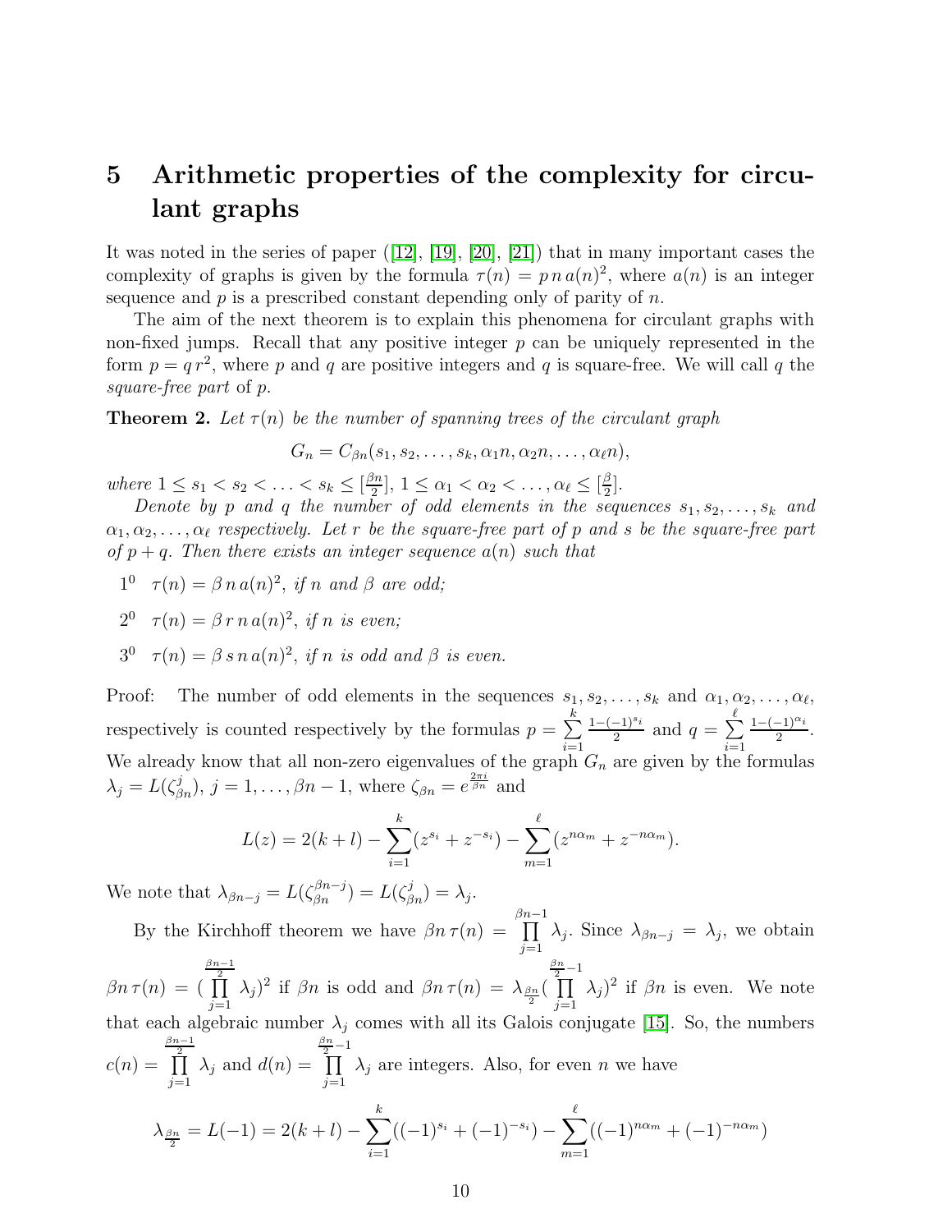# 5 Arithmetic properties of the complexity for circulant graphs

It was noted in the series of paper ([12], [19], [20], [21]) that in many important cases the complexity of graphs is given by the formula $\tau(n) = p\,n\,a(n)^2$, where $a(n)$ is an integer sequence and $p$ is a prescribed constant depending only of parity of $n$.

The aim of the next theorem is to explain this phenomena for circulant graphs with non-fixed jumps. Recall that any positive integer $p$ can be uniquely represented in the form $p = q\,r^2$, where $p$ and $q$ are positive integers and $q$ is square-free. We will call $q$ the *square-free part* of $p$.

**Theorem 2.** *Let $\tau(n)$ be the number of spanning trees of the circulant graph*

$$G_n = C_{\beta n}(s_1, s_2, \ldots, s_k, \alpha_1 n, \alpha_2 n, \ldots, \alpha_\ell n),$$

*where $1 \le s_1 < s_2 < \ldots < s_k \le [\frac{\beta n}{2}]$, $1 \le \alpha_1 < \alpha_2 < \ldots, \alpha_\ell \le [\frac{\beta}{2}]$.*

*Denote by $p$ and $q$ the number of odd elements in the sequences $s_1, s_2, \ldots, s_k$ and $\alpha_1, \alpha_2, \ldots, \alpha_\ell$ respectively. Let $r$ be the square-free part of $p$ and $s$ be the square-free part of $p+q$. Then there exists an integer sequence $a(n)$ such that*

- $1^0$ $\tau(n) = \beta\,n\,a(n)^2$, *if $n$ and $\beta$ are odd;*
- $2^0$ $\tau(n) = \beta\,r\,n\,a(n)^2$, *if $n$ is even;*
- $3^0$ $\tau(n) = \beta\,s\,n\,a(n)^2$, *if $n$ is odd and $\beta$ is even.*

Proof: The number of odd elements in the sequences $s_1, s_2, \ldots, s_k$ and $\alpha_1, \alpha_2, \ldots, \alpha_\ell$, respectively is counted respectively by the formulas $p = \sum\limits_{i=1}^{k} \frac{1-(-1)^{s_i}}{2}$ and $q = \sum\limits_{i=1}^{\ell} \frac{1-(-1)^{\alpha_i}}{2}$. We already know that all non-zero eigenvalues of the graph $G_n$ are given by the formulas $\lambda_j = L(\zeta_{\beta n}^j)$, $j = 1, \ldots, \beta n - 1$, where $\zeta_{\beta n} = e^{\frac{2\pi i}{\beta n}}$ and

$$L(z) = 2(k+l) - \sum_{i=1}^{k}(z^{s_i} + z^{-s_i}) - \sum_{m=1}^{\ell}(z^{n\alpha_m} + z^{-n\alpha_m}).$$

We note that $\lambda_{\beta n - j} = L(\zeta_{\beta n}^{\beta n - j}) = L(\zeta_{\beta n}^j) = \lambda_j$.

By the Kirchhoff theorem we have $\beta n\,\tau(n) = \prod\limits_{j=1}^{\beta n - 1} \lambda_j$. Since $\lambda_{\beta n - j} = \lambda_j$, we obtain $\beta n\,\tau(n) = (\prod\limits_{j=1}^{\frac{\beta n - 1}{2}} \lambda_j)^2$ if $\beta n$ is odd and $\beta n\,\tau(n) = \lambda_{\frac{\beta n}{2}}(\prod\limits_{j=1}^{\frac{\beta n}{2}-1} \lambda_j)^2$ if $\beta n$ is even. We note that each algebraic number $\lambda_j$ comes with all its Galois conjugate [15]. So, the numbers $c(n) = \prod\limits_{j=1}^{\frac{\beta n - 1}{2}} \lambda_j$ and $d(n) = \prod\limits_{j=1}^{\frac{\beta n}{2}-1} \lambda_j$ are integers. Also, for even $n$ we have

$$\lambda_{\frac{\beta n}{2}} = L(-1) = 2(k+l) - \sum_{i=1}^{k}((-1)^{s_i} + (-1)^{-s_i}) - \sum_{m=1}^{\ell}((-1)^{n\alpha_m} + (-1)^{-n\alpha_m})$$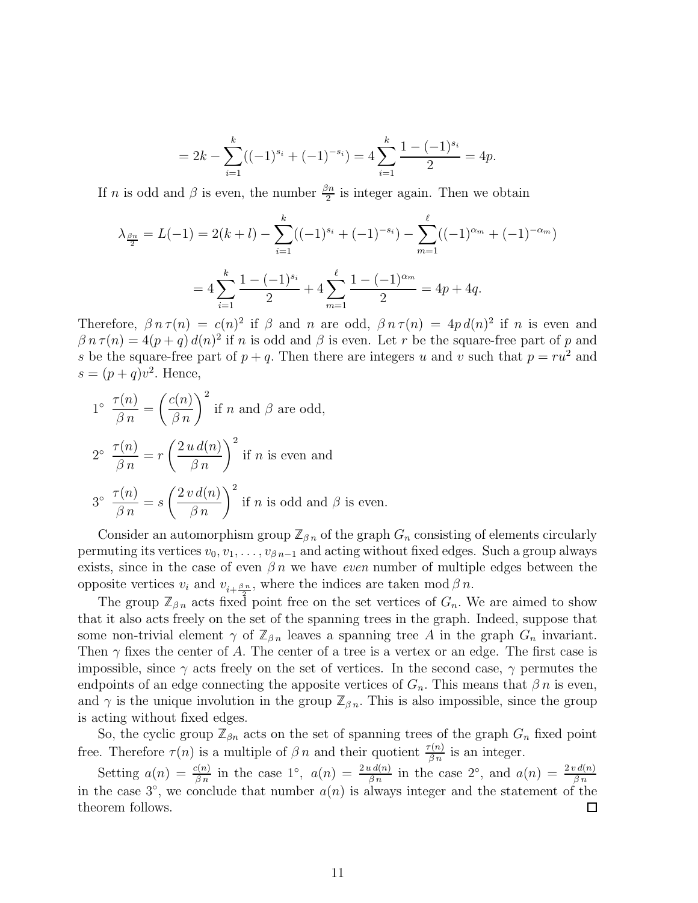$$= 2k - \sum_{i=1}^{k}((-1)^{s_i} + (-1)^{-s_i}) = 4\sum_{i=1}^{k}\frac{1-(-1)^{s_i}}{2} = 4p.$$

If $n$ is odd and $\beta$ is even, the number $\frac{\beta n}{2}$ is integer again. Then we obtain

$$\lambda_{\frac{\beta n}{2}} = L(-1) = 2(k+l) - \sum_{i=1}^{k}((-1)^{s_i} + (-1)^{-s_i}) - \sum_{m=1}^{\ell}((-1)^{\alpha_m} + (-1)^{-\alpha_m})$$

$$= 4\sum_{i=1}^{k}\frac{1-(-1)^{s_i}}{2} + 4\sum_{m=1}^{\ell}\frac{1-(-1)^{\alpha_m}}{2} = 4p + 4q.$$

Therefore, $\beta\, n\, \tau(n) = c(n)^2$ if $\beta$ and $n$ are odd, $\beta\, n\, \tau(n) = 4p\, d(n)^2$ if $n$ is even and $\beta\, n\, \tau(n) = 4(p+q)\, d(n)^2$ if $n$ is odd and $\beta$ is even. Let $r$ be the square-free part of $p$ and $s$ be the square-free part of $p+q$. Then there are integers $u$ and $v$ such that $p = ru^2$ and $s = (p+q)v^2$. Hence,

$1^\circ$ $\dfrac{\tau(n)}{\beta\, n} = \left(\dfrac{c(n)}{\beta\, n}\right)^2$ if $n$ and $\beta$ are odd,

$2^\circ$ $\dfrac{\tau(n)}{\beta\, n} = r\left(\dfrac{2\, u\, d(n)}{\beta\, n}\right)^2$ if $n$ is even and

$3^\circ$ $\dfrac{\tau(n)}{\beta\, n} = s\left(\dfrac{2\, v\, d(n)}{\beta\, n}\right)^2$ if $n$ is odd and $\beta$ is even.

Consider an automorphism group $\mathbb{Z}_{\beta\, n}$ of the graph $G_n$ consisting of elements circularly permuting its vertices $v_0, v_1, \ldots, v_{\beta\, n-1}$ and acting without fixed edges. Such a group always exists, since in the case of even $\beta\, n$ we have *even* number of multiple edges between the opposite vertices $v_i$ and $v_{i+\frac{\beta\, n}{2}}$, where the indices are taken mod $\beta\, n$.

The group $\mathbb{Z}_{\beta\, n}$ acts fixed point free on the set vertices of $G_n$. We are aimed to show that it also acts freely on the set of the spanning trees in the graph. Indeed, suppose that some non-trivial element $\gamma$ of $\mathbb{Z}_{\beta\, n}$ leaves a spanning tree $A$ in the graph $G_n$ invariant. Then $\gamma$ fixes the center of $A$. The center of a tree is a vertex or an edge. The first case is impossible, since $\gamma$ acts freely on the set of vertices. In the second case, $\gamma$ permutes the endpoints of an edge connecting the apposite vertices of $G_n$. This means that $\beta\, n$ is even, and $\gamma$ is the unique involution in the group $\mathbb{Z}_{\beta\, n}$. This is also impossible, since the group is acting without fixed edges.

So, the cyclic group $\mathbb{Z}_{\beta n}$ acts on the set of spanning trees of the graph $G_n$ fixed point free. Therefore $\tau(n)$ is a multiple of $\beta\, n$ and their quotient $\frac{\tau(n)}{\beta\, n}$ is an integer.

Setting $a(n) = \frac{c(n)}{\beta\, n}$ in the case $1^\circ$, $a(n) = \frac{2\, u\, d(n)}{\beta\, n}$ in the case $2^\circ$, and $a(n) = \frac{2\, v\, d(n)}{\beta\, n}$ in the case $3^\circ$, we conclude that number $a(n)$ is always integer and the statement of the theorem follows. □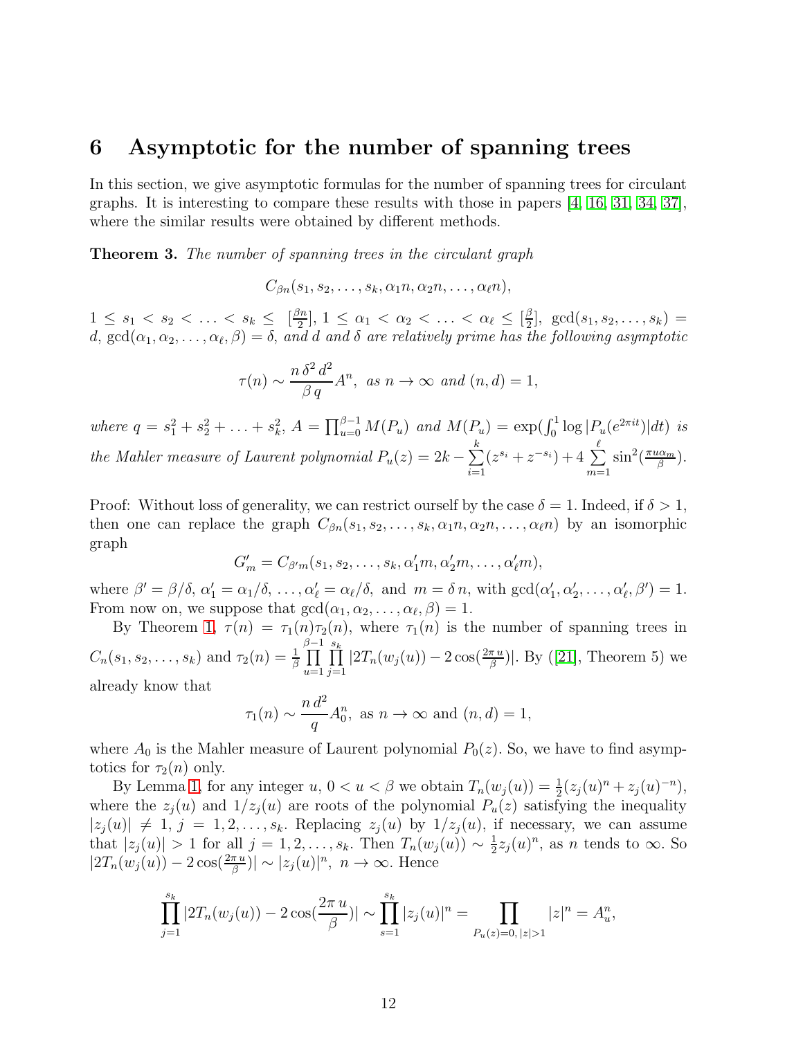## 6 Asymptotic for the number of spanning trees

In this section, we give asymptotic formulas for the number of spanning trees for circulant graphs. It is interesting to compare these results with those in papers [4, 16, 31, 34, 37], where the similar results were obtained by different methods.

**Theorem 3.** *The number of spanning trees in the circulant graph*

$$C_{\beta n}(s_1, s_2, \ldots, s_k, \alpha_1 n, \alpha_2 n, \ldots, \alpha_\ell n),$$

$1 \le s_1 < s_2 < \ldots < s_k \le [\frac{\beta n}{2}]$, $1 \le \alpha_1 < \alpha_2 < \ldots < \alpha_\ell \le [\frac{\beta}{2}]$, $\gcd(s_1, s_2, \ldots, s_k) = d$, $\gcd(\alpha_1, \alpha_2, \ldots, \alpha_\ell, \beta) = \delta$, *and $d$ and $\delta$ are relatively prime has the following asymptotic*

$$\tau(n) \sim \frac{n\,\delta^2\,d^2}{\beta\,q}A^n, \text{ as } n \to \infty \text{ and } (n, d) = 1,$$

*where* $q = s_1^2 + s_2^2 + \ldots + s_k^2$, $A = \prod_{u=0}^{\beta-1} M(P_u)$ *and* $M(P_u) = \exp(\int_0^1 \log |P_u(e^{2\pi i t})| dt)$ *is the Mahler measure of Laurent polynomial* $P_u(z) = 2k - \sum_{i=1}^{k}(z^{s_i} + z^{-s_i}) + 4\sum_{m=1}^{\ell} \sin^2(\frac{\pi u \alpha_m}{\beta})$.

Proof: Without loss of generality, we can restrict ourself by the case $\delta = 1$. Indeed, if $\delta > 1$, then one can replace the graph $C_{\beta n}(s_1, s_2, \ldots, s_k, \alpha_1 n, \alpha_2 n, \ldots, \alpha_\ell n)$ by an isomorphic graph

$$G'_m = C_{\beta' m}(s_1, s_2, \ldots, s_k, \alpha'_1 m, \alpha'_2 m, \ldots, \alpha'_\ell m),$$

where $\beta' = \beta/\delta$, $\alpha'_1 = \alpha_1/\delta, \ldots, \alpha'_\ell = \alpha_\ell/\delta$, and $m = \delta\, n$, with $\gcd(\alpha'_1, \alpha'_2, \ldots, \alpha'_\ell, \beta') = 1$. From now on, we suppose that $\gcd(\alpha_1, \alpha_2, \ldots, \alpha_\ell, \beta) = 1$.

By Theorem 1, $\tau(n) = \tau_1(n)\tau_2(n)$, where $\tau_1(n)$ is the number of spanning trees in $C_n(s_1, s_2, \ldots, s_k)$ and $\tau_2(n) = \frac{1}{\beta}\prod_{u=1}^{\beta-1}\prod_{j=1}^{s_k} |2T_n(w_j(u)) - 2\cos(\frac{2\pi u}{\beta})|$. By ([21], Theorem 5) we already know that

$$\tau_1(n) \sim \frac{n\,d^2}{q}A_0^n, \text{ as } n \to \infty \text{ and } (n, d) = 1,$$

where $A_0$ is the Mahler measure of Laurent polynomial $P_0(z)$. So, we have to find asymptotics for $\tau_2(n)$ only.

By Lemma 1, for any integer $u$, $0 < u < \beta$ we obtain $T_n(w_j(u)) = \frac{1}{2}(z_j(u)^n + z_j(u)^{-n})$, where the $z_j(u)$ and $1/z_j(u)$ are roots of the polynomial $P_u(z)$ satisfying the inequality $|z_j(u)| \ne 1$, $j = 1, 2, \ldots, s_k$. Replacing $z_j(u)$ by $1/z_j(u)$, if necessary, we can assume that $|z_j(u)| > 1$ for all $j = 1, 2, \ldots, s_k$. Then $T_n(w_j(u)) \sim \frac{1}{2}z_j(u)^n$, as $n$ tends to $\infty$. So $|2T_n(w_j(u)) - 2\cos(\frac{2\pi u}{\beta})| \sim |z_j(u)|^n$, $n \to \infty$. Hence

$$\prod_{j=1}^{s_k} |2T_n(w_j(u)) - 2\cos(\frac{2\pi\,u}{\beta})| \sim \prod_{s=1}^{s_k} |z_j(u)|^n = \prod_{P_u(z)=0,\,|z|>1} |z|^n = A_u^n,$$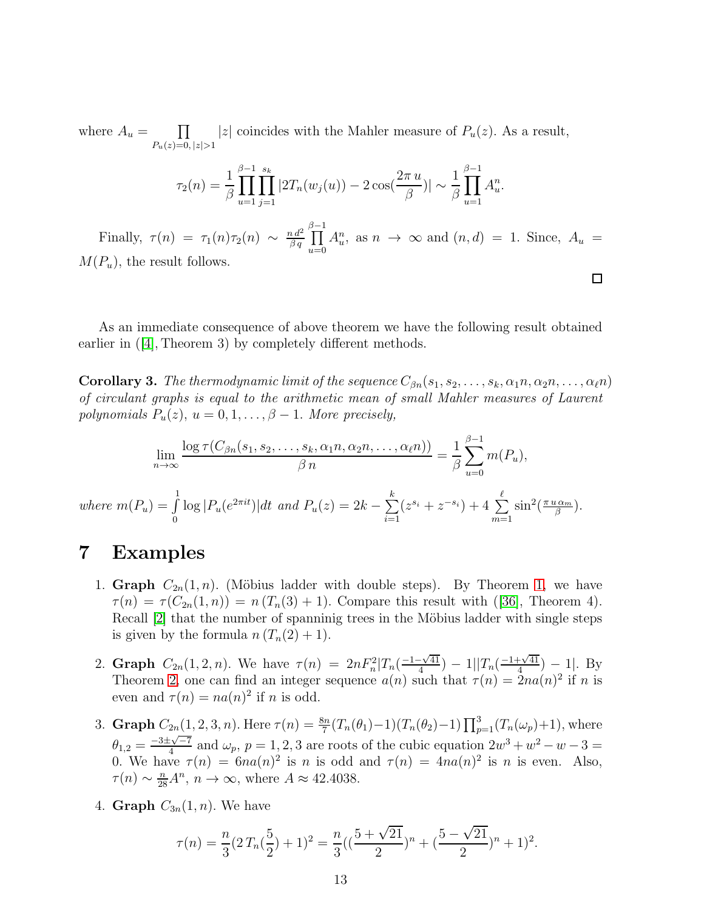where $A_u = \prod\limits_{P_u(z)=0,\,|z|>1} |z|$ coincides with the Mahler measure of $P_u(z)$. As a result,

$$\tau_2(n) = \frac{1}{\beta}\prod_{u=1}^{\beta-1}\prod_{j=1}^{s_k}|2T_n(w_j(u)) - 2\cos(\frac{2\pi\, u}{\beta})| \sim \frac{1}{\beta}\prod_{u=1}^{\beta-1}A_u^n.$$

Finally, $\tau(n) = \tau_1(n)\tau_2(n) \sim \frac{n\,d^2}{\beta\,q}\prod\limits_{u=0}^{\beta-1}A_u^n$, as $n \to \infty$ and $(n,d) = 1$. Since, $A_u = M(P_u)$, the result follows.

□

As an immediate consequence of above theorem we have the following result obtained earlier in ([4], Theorem 3) by completely different methods.

**Corollary 3.** *The thermodynamic limit of the sequence $C_{\beta n}(s_1, s_2, \ldots, s_k, \alpha_1 n, \alpha_2 n, \ldots, \alpha_\ell n)$ of circulant graphs is equal to the arithmetic mean of small Mahler measures of Laurent polynomials $P_u(z)$, $u = 0, 1, \ldots, \beta-1$. More precisely,*

$$\lim_{n\to\infty}\frac{\log\tau(C_{\beta n}(s_1, s_2, \ldots, s_k, \alpha_1 n, \alpha_2 n, \ldots, \alpha_\ell n))}{\beta\, n} = \frac{1}{\beta}\sum_{u=0}^{\beta-1}m(P_u),$$

*where $m(P_u) = \int\limits_0^1 \log|P_u(e^{2\pi i t})|dt$ and $P_u(z) = 2k - \sum\limits_{i=1}^{k}(z^{s_i} + z^{-s_i}) + 4\sum\limits_{m=1}^{\ell}\sin^2(\frac{\pi\, u\, \alpha_m}{\beta})$.*

# 7 Examples

1. **Graph** $C_{2n}(1, n)$. (Möbius ladder with double steps). By Theorem 1, we have $\tau(n) = \tau(C_{2n}(1, n)) = n\,(T_n(3) + 1)$. Compare this result with ([36], Theorem 4). Recall [2] that the number of spanninig trees in the Möbius ladder with single steps is given by the formula $n\,(T_n(2) + 1)$.

2. **Graph** $C_{2n}(1, 2, n)$. We have $\tau(n) = 2nF_n^2|T_n(\frac{-1-\sqrt{41}}{4}) - 1||T_n(\frac{-1+\sqrt{41}}{4}) - 1|$. By Theorem 2, one can find an integer sequence $a(n)$ such that $\tau(n) = 2na(n)^2$ if $n$ is even and $\tau(n) = na(n)^2$ if $n$ is odd.

3. **Graph** $C_{2n}(1, 2, 3, n)$. Here $\tau(n) = \frac{8n}{7}(T_n(\theta_1) - 1)(T_n(\theta_2) - 1)\prod_{p=1}^{3}(T_n(\omega_p) + 1)$, where $\theta_{1,2} = \frac{-3\pm\sqrt{-7}}{4}$ and $\omega_p$, $p = 1, 2, 3$ are roots of the cubic equation $2w^3 + w^2 - w - 3 = 0$. We have $\tau(n) = 6na(n)^2$ is $n$ is odd and $\tau(n) = 4na(n)^2$ is $n$ is even. Also, $\tau(n) \sim \frac{n}{28}A^n$, $n \to \infty$, where $A \approx 42.4038$.

4. **Graph** $C_{3n}(1, n)$. We have

$$\tau(n) = \frac{n}{3}(2\,T_n(\frac{5}{2}) + 1)^2 = \frac{n}{3}((\frac{5+\sqrt{21}}{2})^n + (\frac{5-\sqrt{21}}{2})^n + 1)^2.$$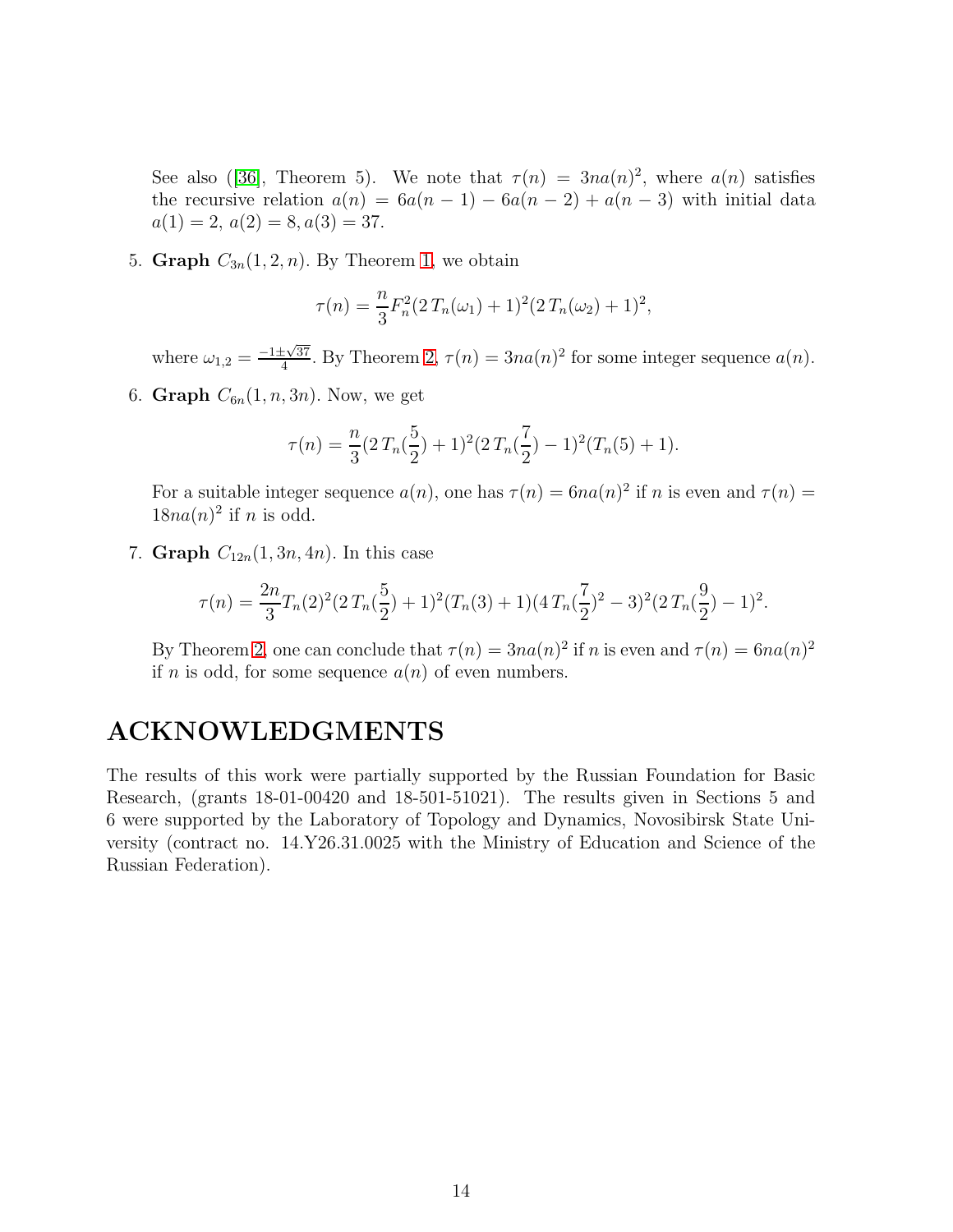See also ([36], Theorem 5). We note that $\tau(n) = 3na(n)^2$, where $a(n)$ satisfies the recursive relation $a(n) = 6a(n-1) - 6a(n-2) + a(n-3)$ with initial data $a(1) = 2$, $a(2) = 8, a(3) = 37$.

5. **Graph** $C_{3n}(1, 2, n)$. By Theorem 1, we obtain

$$\tau(n) = \frac{n}{3}F_n^2(2\,T_n(\omega_1) + 1)^2(2\,T_n(\omega_2) + 1)^2,$$

   where $\omega_{1,2} = \frac{-1\pm\sqrt{37}}{4}$. By Theorem 2, $\tau(n) = 3na(n)^2$ for some integer sequence $a(n)$.

6. **Graph** $C_{6n}(1, n, 3n)$. Now, we get

$$\tau(n) = \frac{n}{3}(2\,T_n(\frac{5}{2}) + 1)^2(2\,T_n(\frac{7}{2}) - 1)^2(T_n(5) + 1).$$

   For a suitable integer sequence $a(n)$, one has $\tau(n) = 6na(n)^2$ if $n$ is even and $\tau(n) = 18na(n)^2$ if $n$ is odd.

7. **Graph** $C_{12n}(1, 3n, 4n)$. In this case

$$\tau(n) = \frac{2n}{3}T_n(2)^2(2\,T_n(\frac{5}{2}) + 1)^2(T_n(3) + 1)(4\,T_n(\frac{7}{2})^2 - 3)^2(2\,T_n(\frac{9}{2}) - 1)^2.$$

   By Theorem 2, one can conclude that $\tau(n) = 3na(n)^2$ if $n$ is even and $\tau(n) = 6na(n)^2$ if $n$ is odd, for some sequence $a(n)$ of even numbers.

# ACKNOWLEDGMENTS

The results of this work were partially supported by the Russian Foundation for Basic Research, (grants 18-01-00420 and 18-501-51021). The results given in Sections 5 and 6 were supported by the Laboratory of Topology and Dynamics, Novosibirsk State University (contract no. 14.Y26.31.0025 with the Ministry of Education and Science of the Russian Federation).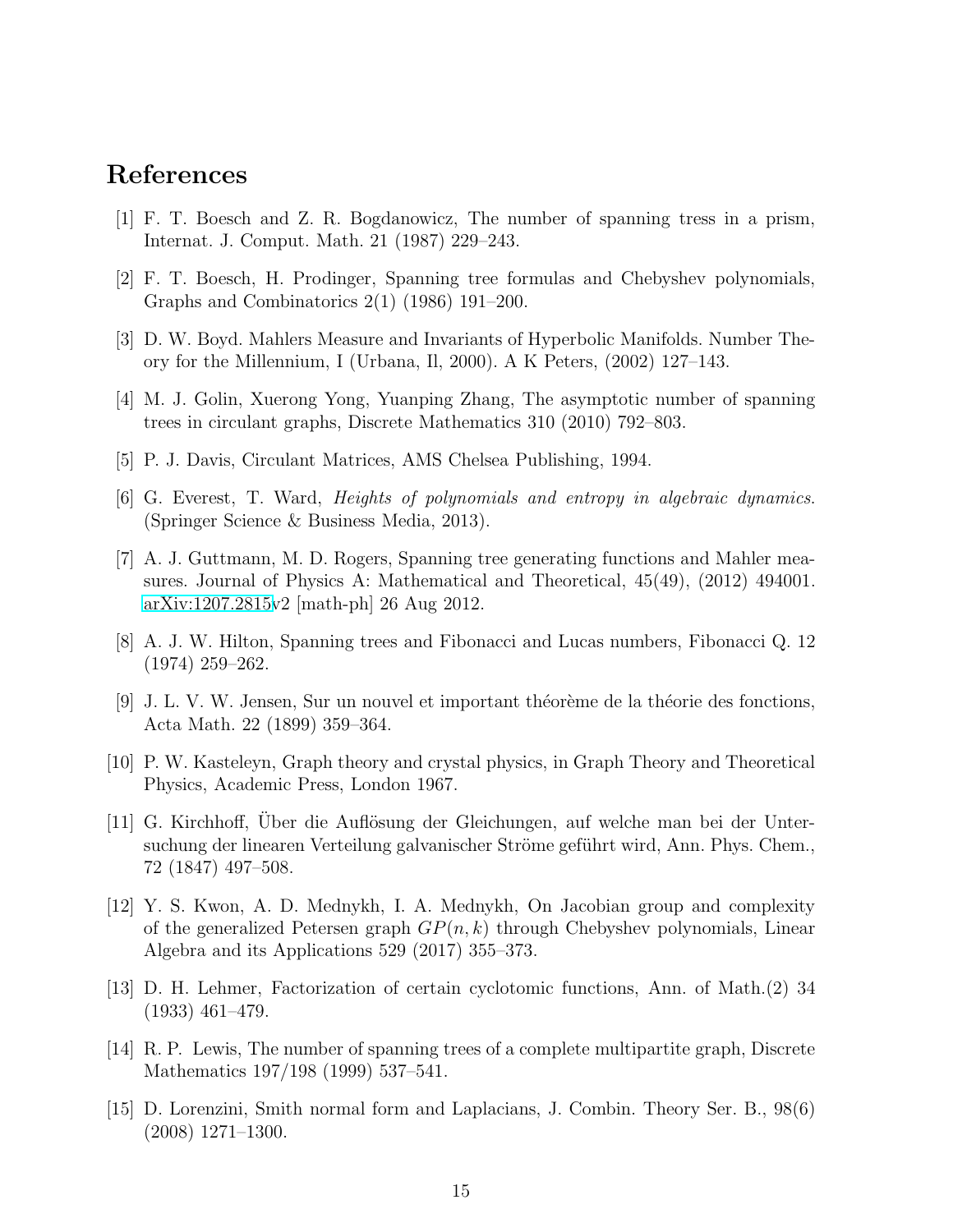## References

[1] F. T. Boesch and Z. R. Bogdanowicz, The number of spanning tress in a prism, Internat. J. Comput. Math. 21 (1987) 229–243.

[2] F. T. Boesch, H. Prodinger, Spanning tree formulas and Chebyshev polynomials, Graphs and Combinatorics 2(1) (1986) 191–200.

[3] D. W. Boyd. Mahlers Measure and Invariants of Hyperbolic Manifolds. Number Theory for the Millennium, I (Urbana, Il, 2000). A K Peters, (2002) 127–143.

[4] M. J. Golin, Xuerong Yong, Yuanping Zhang, The asymptotic number of spanning trees in circulant graphs, Discrete Mathematics 310 (2010) 792–803.

[5] P. J. Davis, Circulant Matrices, AMS Chelsea Publishing, 1994.

[6] G. Everest, T. Ward, *Heights of polynomials and entropy in algebraic dynamics.* (Springer Science & Business Media, 2013).

[7] A. J. Guttmann, M. D. Rogers, Spanning tree generating functions and Mahler measures. Journal of Physics A: Mathematical and Theoretical, 45(49), (2012) 494001. arXiv:1207.2815v2 [math-ph] 26 Aug 2012.

[8] A. J. W. Hilton, Spanning trees and Fibonacci and Lucas numbers, Fibonacci Q. 12 (1974) 259–262.

[9] J. L. V. W. Jensen, Sur un nouvel et important théorème de la théorie des fonctions, Acta Math. 22 (1899) 359–364.

[10] P. W. Kasteleyn, Graph theory and crystal physics, in Graph Theory and Theoretical Physics, Academic Press, London 1967.

[11] G. Kirchhoff, Über die Auflösung der Gleichungen, auf welche man bei der Untersuchung der linearen Verteilung galvanischer Ströme geführt wird, Ann. Phys. Chem., 72 (1847) 497–508.

[12] Y. S. Kwon, A. D. Mednykh, I. A. Mednykh, On Jacobian group and complexity of the generalized Petersen graph $GP(n, k)$ through Chebyshev polynomials, Linear Algebra and its Applications 529 (2017) 355–373.

[13] D. H. Lehmer, Factorization of certain cyclotomic functions, Ann. of Math.(2) 34 (1933) 461–479.

[14] R. P. Lewis, The number of spanning trees of a complete multipartite graph, Discrete Mathematics 197/198 (1999) 537–541.

[15] D. Lorenzini, Smith normal form and Laplacians, J. Combin. Theory Ser. B., 98(6) (2008) 1271–1300.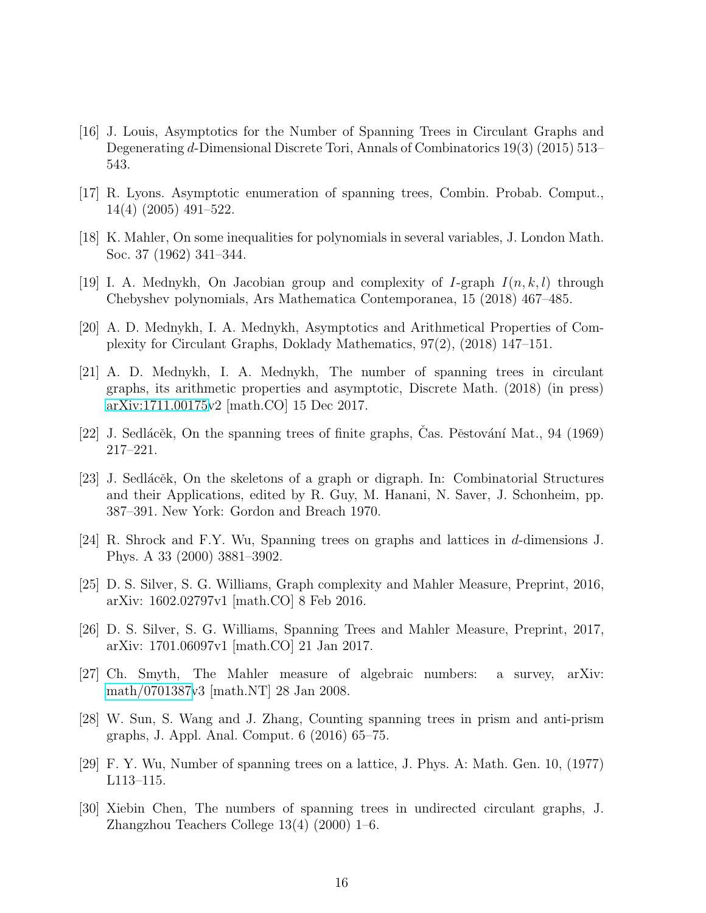[16] J. Louis, Asymptotics for the Number of Spanning Trees in Circulant Graphs and Degenerating $d$-Dimensional Discrete Tori, Annals of Combinatorics 19(3) (2015) 513–543.

[17] R. Lyons. Asymptotic enumeration of spanning trees, Combin. Probab. Comput., 14(4) (2005) 491–522.

[18] K. Mahler, On some inequalities for polynomials in several variables, J. London Math. Soc. 37 (1962) 341–344.

[19] I. A. Mednykh, On Jacobian group and complexity of $I$-graph $I(n, k, l)$ through Chebyshev polynomials, Ars Mathematica Contemporanea, 15 (2018) 467–485.

[20] A. D. Mednykh, I. A. Mednykh, Asymptotics and Arithmetical Properties of Complexity for Circulant Graphs, Doklady Mathematics, 97(2), (2018) 147–151.

[21] A. D. Mednykh, I. A. Mednykh, The number of spanning trees in circulant graphs, its arithmetic properties and asymptotic, Discrete Math. (2018) (in press) arXiv:1711.00175v2 [math.CO] 15 Dec 2017.

[22] J. Sedláček, On the spanning trees of finite graphs, Čas. Pěstování Mat., 94 (1969) 217–221.

[23] J. Sedláček, On the skeletons of a graph or digraph. In: Combinatorial Structures and their Applications, edited by R. Guy, M. Hanani, N. Saver, J. Schonheim, pp. 387–391. New York: Gordon and Breach 1970.

[24] R. Shrock and F.Y. Wu, Spanning trees on graphs and lattices in $d$-dimensions J. Phys. A 33 (2000) 3881–3902.

[25] D. S. Silver, S. G. Williams, Graph complexity and Mahler Measure, Preprint, 2016, arXiv: 1602.02797v1 [math.CO] 8 Feb 2016.

[26] D. S. Silver, S. G. Williams, Spanning Trees and Mahler Measure, Preprint, 2017, arXiv: 1701.06097v1 [math.CO] 21 Jan 2017.

[27] Ch. Smyth, The Mahler measure of algebraic numbers: a survey, arXiv: math/0701387v3 [math.NT] 28 Jan 2008.

[28] W. Sun, S. Wang and J. Zhang, Counting spanning trees in prism and anti-prism graphs, J. Appl. Anal. Comput. 6 (2016) 65–75.

[29] F. Y. Wu, Number of spanning trees on a lattice, J. Phys. A: Math. Gen. 10, (1977) L113–115.

[30] Xiebin Chen, The numbers of spanning trees in undirected circulant graphs, J. Zhangzhou Teachers College 13(4) (2000) 1–6.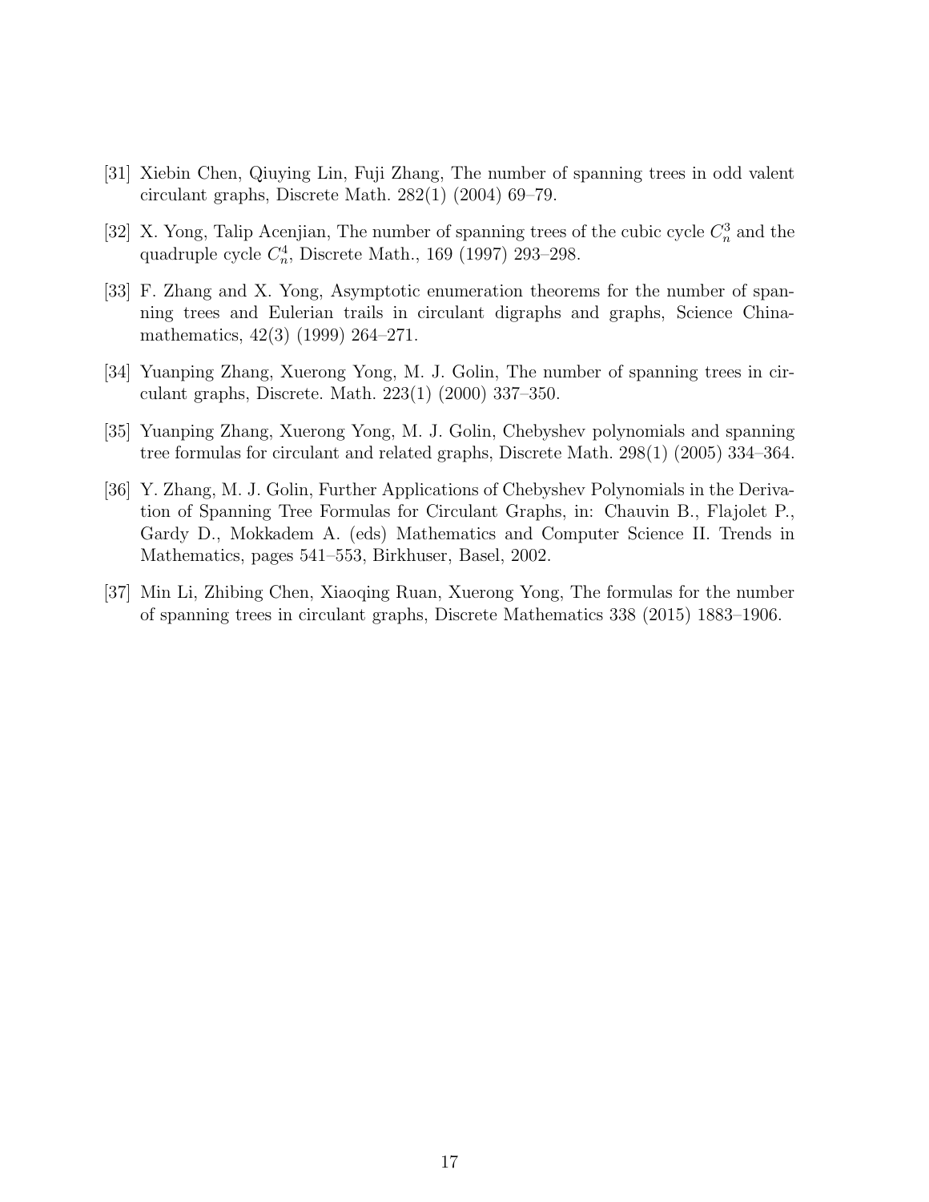[31] Xiebin Chen, Qiuying Lin, Fuji Zhang, The number of spanning trees in odd valent circulant graphs, Discrete Math. 282(1) (2004) 69–79.

[32] X. Yong, Talip Acenjian, The number of spanning trees of the cubic cycle $C_n^3$ and the quadruple cycle $C_n^4$, Discrete Math., 169 (1997) 293–298.

[33] F. Zhang and X. Yong, Asymptotic enumeration theorems for the number of spanning trees and Eulerian trails in circulant digraphs and graphs, Science China-mathematics, 42(3) (1999) 264–271.

[34] Yuanping Zhang, Xuerong Yong, M. J. Golin, The number of spanning trees in circulant graphs, Discrete. Math. 223(1) (2000) 337–350.

[35] Yuanping Zhang, Xuerong Yong, M. J. Golin, Chebyshev polynomials and spanning tree formulas for circulant and related graphs, Discrete Math. 298(1) (2005) 334–364.

[36] Y. Zhang, M. J. Golin, Further Applications of Chebyshev Polynomials in the Derivation of Spanning Tree Formulas for Circulant Graphs, in: Chauvin B., Flajolet P., Gardy D., Mokkadem A. (eds) Mathematics and Computer Science II. Trends in Mathematics, pages 541–553, Birkhuser, Basel, 2002.

[37] Min Li, Zhibing Chen, Xiaoqing Ruan, Xuerong Yong, The formulas for the number of spanning trees in circulant graphs, Discrete Mathematics 338 (2015) 1883–1906.